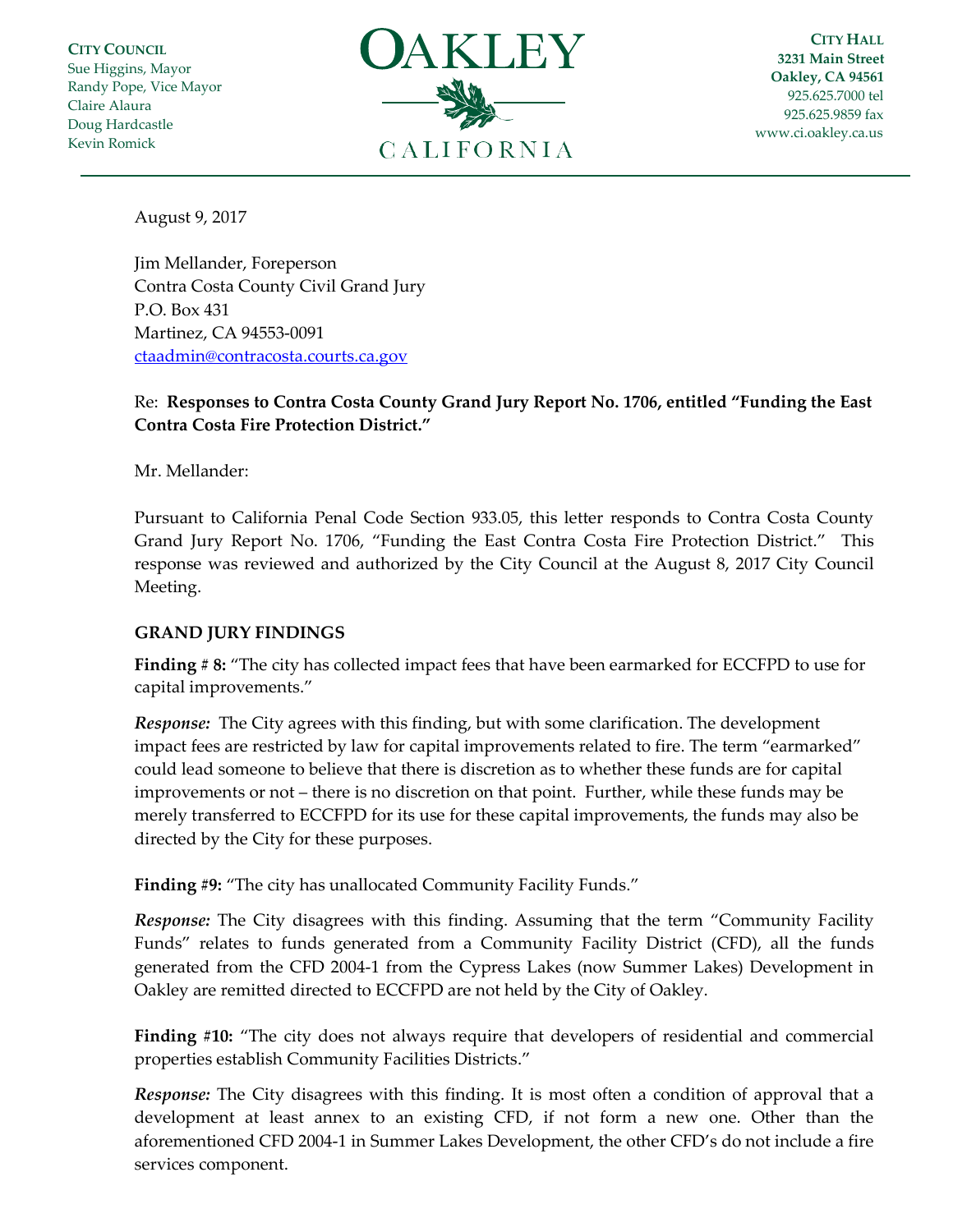**CITY COUNCIL**
Sue Higgins, Mayor
Randy Pope, Vice Mayor
Claire Alaura
Doug Hardcastle
Kevin Romick

# OAKLEY
CALIFORNIA

**CITY HALL**
**3231 Main Street**
**Oakley, CA 94561**
925.625.7000 tel
925.625.9859 fax
www.ci.oakley.ca.us

August 9, 2017

Jim Mellander, Foreperson
Contra Costa County Civil Grand Jury
P.O. Box 431
Martinez, CA 94553-0091
ctaadmin@contracosta.courts.ca.gov

Re: **Responses to Contra Costa County Grand Jury Report No. 1706, entitled "Funding the East Contra Costa Fire Protection District."**

Mr. Mellander:

Pursuant to California Penal Code Section 933.05, this letter responds to Contra Costa County Grand Jury Report No. 1706, "Funding the East Contra Costa Fire Protection District." This response was reviewed and authorized by the City Council at the August 8, 2017 City Council Meeting.

**GRAND JURY FINDINGS**

**Finding # 8:** "The city has collected impact fees that have been earmarked for ECCFPD to use for capital improvements."

***Response:*** The City agrees with this finding, but with some clarification. The development impact fees are restricted by law for capital improvements related to fire. The term "earmarked" could lead someone to believe that there is discretion as to whether these funds are for capital improvements or not – there is no discretion on that point. Further, while these funds may be merely transferred to ECCFPD for its use for these capital improvements, the funds may also be directed by the City for these purposes.

**Finding #9:** "The city has unallocated Community Facility Funds."

***Response:*** The City disagrees with this finding. Assuming that the term "Community Facility Funds" relates to funds generated from a Community Facility District (CFD), all the funds generated from the CFD 2004-1 from the Cypress Lakes (now Summer Lakes) Development in Oakley are remitted directed to ECCFPD are not held by the City of Oakley.

**Finding #10:** "The city does not always require that developers of residential and commercial properties establish Community Facilities Districts."

***Response:*** The City disagrees with this finding. It is most often a condition of approval that a development at least annex to an existing CFD, if not form a new one. Other than the aforementioned CFD 2004-1 in Summer Lakes Development, the other CFD's do not include a fire services component.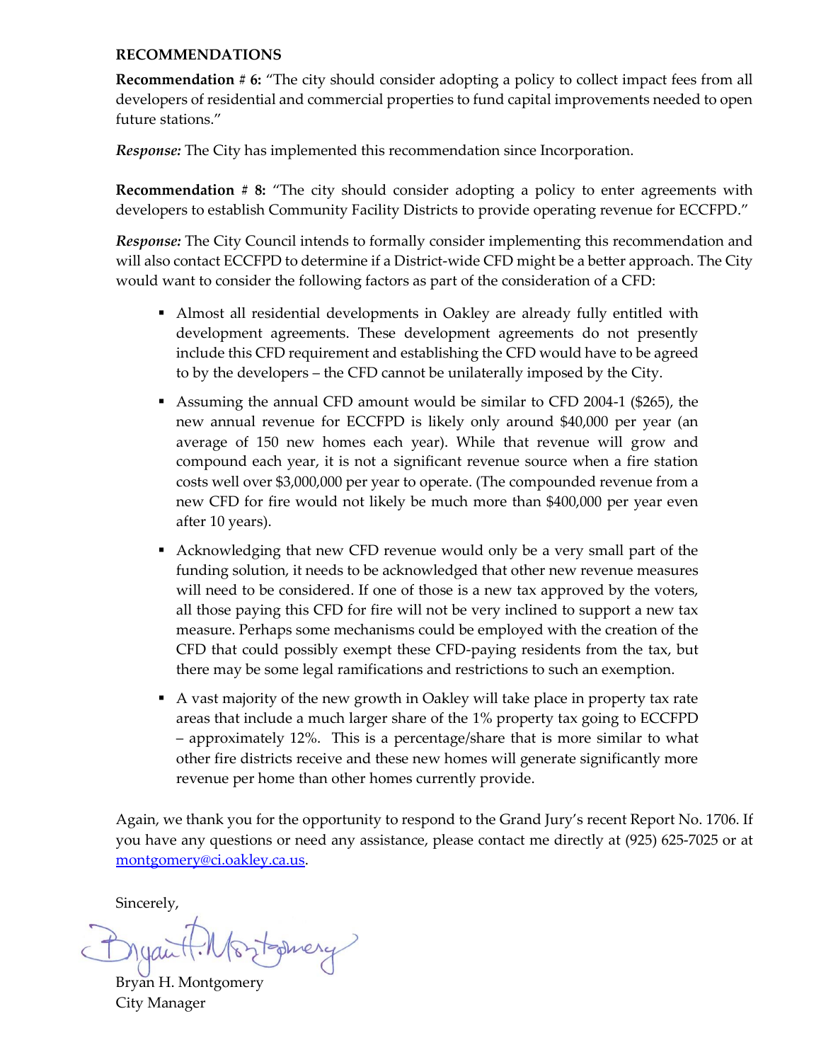**RECOMMENDATIONS**

**Recommendation # 6:** "The city should consider adopting a policy to collect impact fees from all developers of residential and commercial properties to fund capital improvements needed to open future stations."

***Response:*** The City has implemented this recommendation since Incorporation.

**Recommendation # 8:** "The city should consider adopting a policy to enter agreements with developers to establish Community Facility Districts to provide operating revenue for ECCFPD."

***Response:*** The City Council intends to formally consider implementing this recommendation and will also contact ECCFPD to determine if a District-wide CFD might be a better approach. The City would want to consider the following factors as part of the consideration of a CFD:

- Almost all residential developments in Oakley are already fully entitled with development agreements. These development agreements do not presently include this CFD requirement and establishing the CFD would have to be agreed to by the developers – the CFD cannot be unilaterally imposed by the City.
- Assuming the annual CFD amount would be similar to CFD 2004-1 ($265), the new annual revenue for ECCFPD is likely only around $40,000 per year (an average of 150 new homes each year). While that revenue will grow and compound each year, it is not a significant revenue source when a fire station costs well over $3,000,000 per year to operate. (The compounded revenue from a new CFD for fire would not likely be much more than $400,000 per year even after 10 years).
- Acknowledging that new CFD revenue would only be a very small part of the funding solution, it needs to be acknowledged that other new revenue measures will need to be considered. If one of those is a new tax approved by the voters, all those paying this CFD for fire will not be very inclined to support a new tax measure. Perhaps some mechanisms could be employed with the creation of the CFD that could possibly exempt these CFD-paying residents from the tax, but there may be some legal ramifications and restrictions to such an exemption.
- A vast majority of the new growth in Oakley will take place in property tax rate areas that include a much larger share of the 1% property tax going to ECCFPD – approximately 12%. This is a percentage/share that is more similar to what other fire districts receive and these new homes will generate significantly more revenue per home than other homes currently provide.

Again, we thank you for the opportunity to respond to the Grand Jury's recent Report No. 1706. If you have any questions or need any assistance, please contact me directly at (925) 625-7025 or at montgomery@ci.oakley.ca.us.

Sincerely,

Bryan H. Montgomery
City Manager